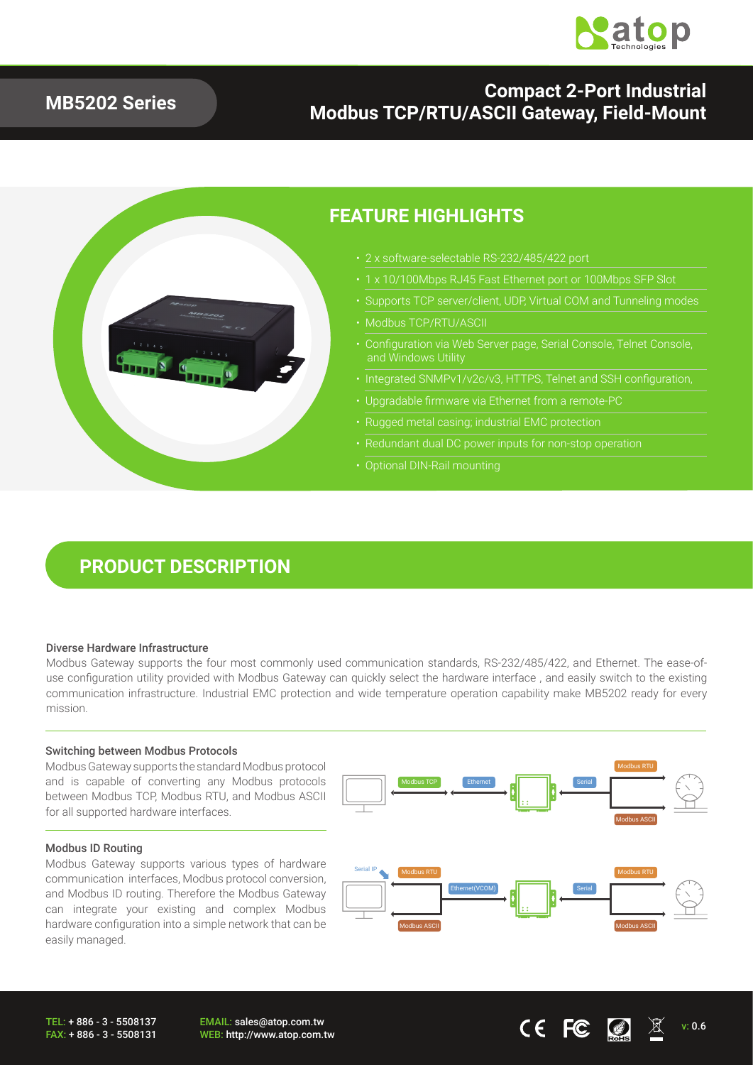# MB5202 Series

## Compact 2-Port Industrial Modbus TCP/RTU/ASCII Gateway, Field-Mount

## FEATURE HIGHLIGHTS

- 2 x software-selectable RS-232/485/422 port
- 1 x 10/100Mbps RJ45 Fast Ethernet port or 100Mbps SFP Slot
- Supports TCP server/client, UDP, Virtual COM and Tunneling modes
- Modbus TCP/RTU/ASCII
- Configuration via Web Server page, Serial Console, Telnet Console, and Windows Utility
- Integrated SNMPv1/v2c/v3, HTTPS, Telnet and SSH configuration,
- Upgradable firmware via Ethernet from a remote-PC
- Rugged metal casing; industrial EMC protection
- Redundant dual DC power inputs for non-stop operation
- Optional DIN-Rail mounting

## PRODUCT DESCRIPTION

### Diverse Hardware Infrastructure

Modbus Gateway supports the four most commonly used communication standards, RS-232/485/422, and Ethernet. The ease-of-use configuration utility provided with Modbus Gateway can quickly select the hardware interface , and easily switch to the existing communication infrastructure. Industrial EMC protection and wide temperature operation capability make MB5202 ready for every mission.

### Switching between Modbus Protocols

Modbus Gateway supports the standard Modbus protocol and is capable of converting any Modbus protocols between Modbus TCP, Modbus RTU, and Modbus ASCII for all supported hardware interfaces.

### Modbus ID Routing

Modbus Gateway supports various types of hardware communication interfaces, Modbus protocol conversion, and Modbus ID routing. Therefore the Modbus Gateway can integrate your existing and complex Modbus hardware configuration into a simple network that can be easily managed.

TEL: + 886 - 3 - 5508137
FAX: + 886 - 3 - 5508131

EMAIL: sales@atop.com.tw
WEB: http://www.atop.com.tw

v: 0.6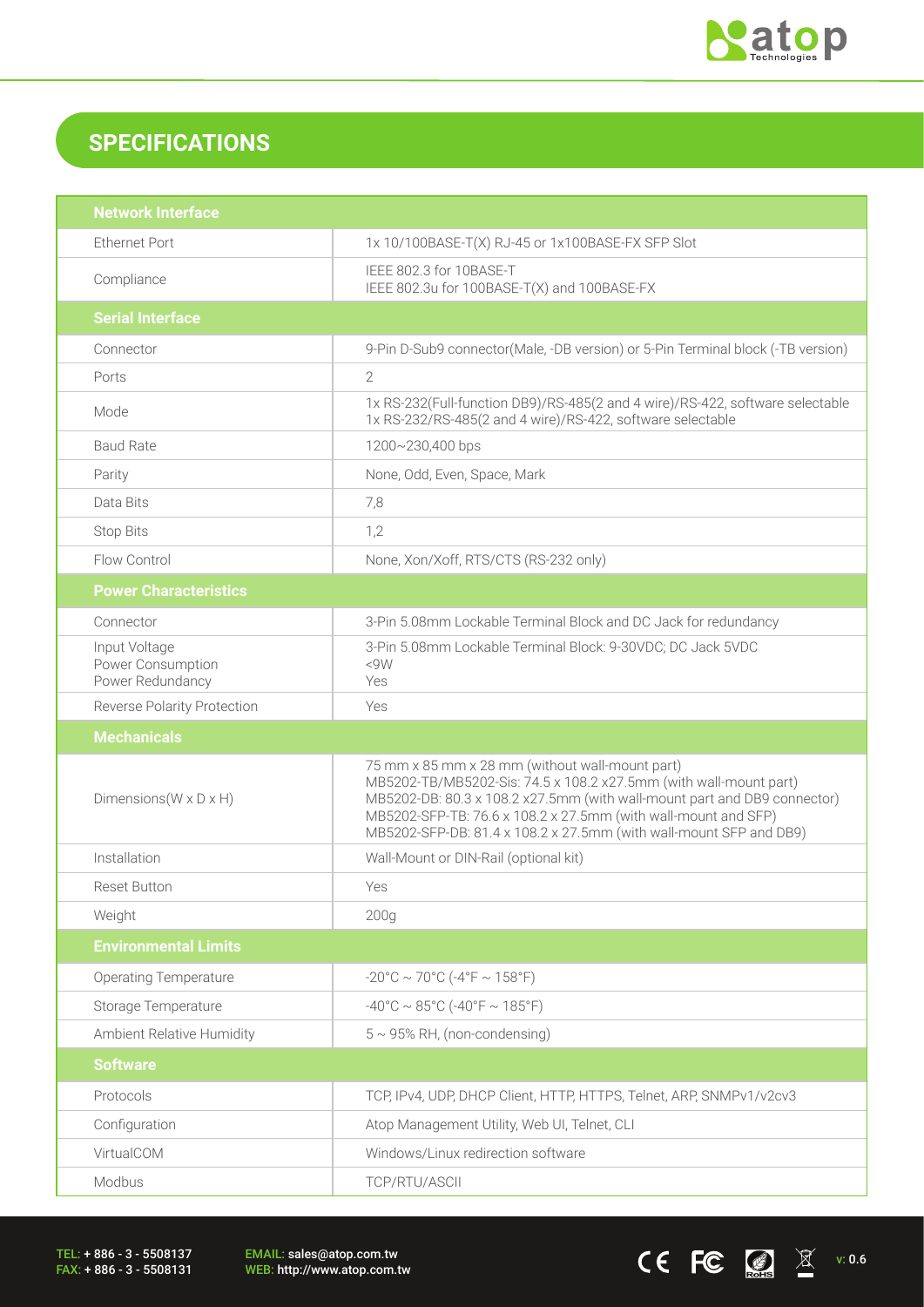## SPECIFICATIONS

| Network Interface | |
|---|---|
| Ethernet Port | 1x 10/100BASE-T(X) RJ-45 or 1x100BASE-FX SFP Slot |
| Compliance | IEEE 802.3 for 10BASE-T<br>IEEE 802.3u for 100BASE-T(X) and 100BASE-FX |
| **Serial Interface** | |
| Connector | 9-Pin D-Sub9 connector(Male, -DB version) or 5-Pin Terminal block (-TB version) |
| Ports | 2 |
| Mode | 1x RS-232(Full-function DB9)/RS-485(2 and 4 wire)/RS-422, software selectable<br>1x RS-232/RS-485(2 and 4 wire)/RS-422, software selectable |
| Baud Rate | 1200~230,400 bps |
| Parity | None, Odd, Even, Space, Mark |
| Data Bits | 7,8 |
| Stop Bits | 1,2 |
| Flow Control | None, Xon/Xoff, RTS/CTS (RS-232 only) |
| **Power Characteristics** | |
| Connector | 3-Pin 5.08mm Lockable Terminal Block and DC Jack for redundancy |
| Input Voltage<br>Power Consumption<br>Power Redundancy | 3-Pin 5.08mm Lockable Terminal Block: 9-30VDC; DC Jack 5VDC<br><9W<br>Yes |
| Reverse Polarity Protection | Yes |
| **Mechanicals** | |
| Dimensions(W x D x H) | 75 mm x 85 mm x 28 mm (without wall-mount part)<br>MB5202-TB/MB5202-Sis: 74.5 x 108.2 x27.5mm (with wall-mount part)<br>MB5202-DB: 80.3 x 108.2 x27.5mm (with wall-mount part and DB9 connector)<br>MB5202-SFP-TB: 76.6 x 108.2 x 27.5mm (with wall-mount and SFP)<br>MB5202-SFP-DB: 81.4 x 108.2 x 27.5mm (with wall-mount SFP and DB9) |
| Installation | Wall-Mount or DIN-Rail (optional kit) |
| Reset Button | Yes |
| Weight | 200g |
| **Environmental Limits** | |
| Operating Temperature | -20°C ~ 70°C (-4°F ~ 158°F) |
| Storage Temperature | -40°C ~ 85°C (-40°F ~ 185°F) |
| Ambient Relative Humidity | 5 ~ 95% RH, (non-condensing) |
| **Software** | |
| Protocols | TCP, IPv4, UDP, DHCP Client, HTTP, HTTPS, Telnet, ARP, SNMPv1/v2cv3 |
| Configuration | Atop Management Utility, Web UI, Telnet, CLI |
| VirtualCOM | Windows/Linux redirection software |
| Modbus | TCP/RTU/ASCII |

TEL: + 886 - 3 - 5508137
FAX: + 886 - 3 - 5508131

EMAIL: sales@atop.com.tw
WEB: http://www.atop.com.tw

v: 0.6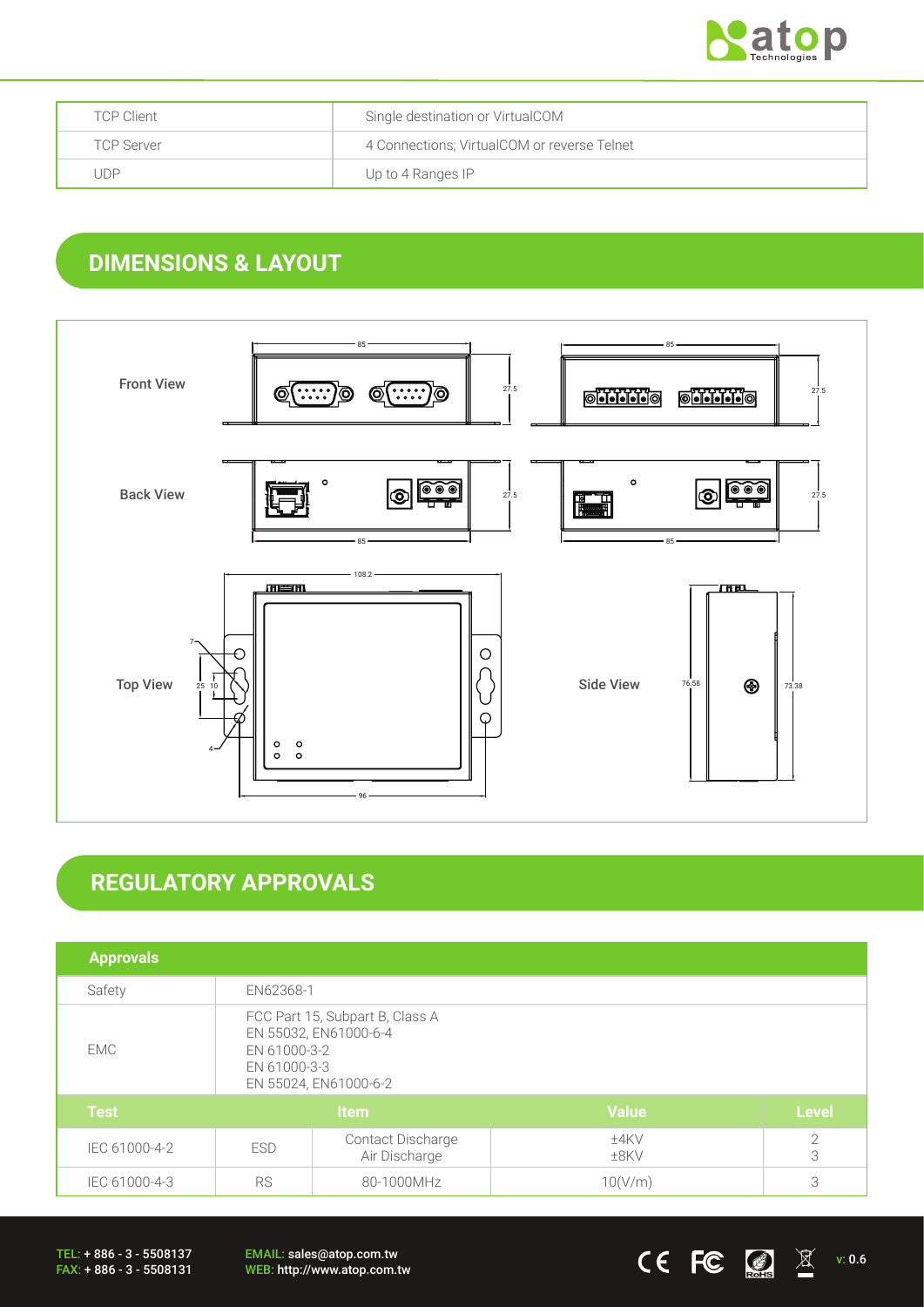| TCP Client | Single destination or VirtualCOM |
| --- | --- |
| TCP Server | 4 Connections; VirtualCOM or reverse Telnet |
| UDP | Up to 4 Ranges IP |

## DIMENSIONS & LAYOUT

Front View

Back View

Top View

Side View

## REGULATORY APPROVALS

| Approvals | | | | |
| --- | --- | --- | --- | --- |
| Safety | EN62368-1 | | | |
| EMC | FCC Part 15, Subpart B, Class A<br>EN 55032, EN61000-6-4<br>EN 61000-3-2<br>EN 61000-3-3<br>EN 55024, EN61000-6-2 | | | |
| **Test** | **Item** | | **Value** | **Level** |
| IEC 61000-4-2 | ESD | Contact Discharge<br>Air Discharge | ±4KV<br>±8KV | 2<br>3 |
| IEC 61000-4-3 | RS | 80-1000MHz | 10(V/m) | 3 |

TEL: + 886 - 3 - 5508137
FAX: + 886 - 3 - 5508131

EMAIL: sales@atop.com.tw
WEB: http://www.atop.com.tw

v: 0.6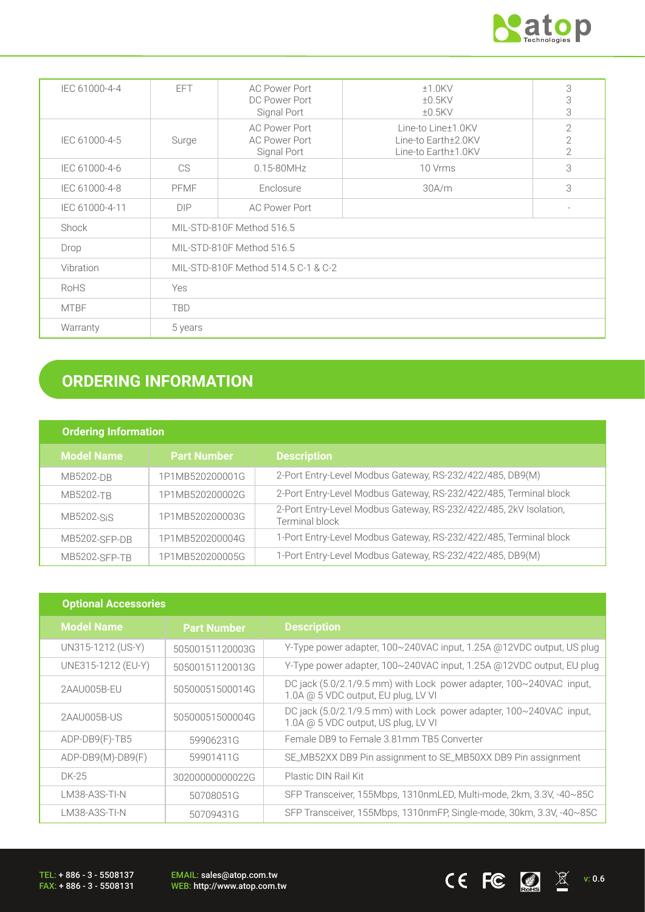| | | | | |
|---|---|---|---|---|
| IEC 61000-4-4 | EFT | AC Power Port<br>DC Power Port<br>Signal Port | ±1.0KV<br>±0.5KV<br>±0.5KV | 3<br>3<br>3 |
| IEC 61000-4-5 | Surge | AC Power Port<br>AC Power Port<br>Signal Port | Line-to Line±1.0KV<br>Line-to Earth±2.0KV<br>Line-to Earth±1.0KV | 2<br>2<br>2 |
| IEC 61000-4-6 | CS | 0.15-80MHz | 10 Vrms | 3 |
| IEC 61000-4-8 | PFMF | Enclosure | 30A/m | 3 |
| IEC 61000-4-11 | DIP | AC Power Port | | - |
| Shock | MIL-STD-810F Method 516.5 | | | |
| Drop | MIL-STD-810F Method 516.5 | | | |
| Vibration | MIL-STD-810F Method 514.5 C-1 & C-2 | | | |
| RoHS | Yes | | | |
| MTBF | TBD | | | |
| Warranty | 5 years | | | |

## ORDERING INFORMATION

**Ordering Information**

| Model Name | Part Number | Description |
|---|---|---|
| MB5202-DB | 1P1MB520200001G | 2-Port Entry-Level Modbus Gateway, RS-232/422/485, DB9(M) |
| MB5202-TB | 1P1MB520200002G | 2-Port Entry-Level Modbus Gateway, RS-232/422/485, Terminal block |
| MB5202-SiS | 1P1MB520200003G | 2-Port Entry-Level Modbus Gateway, RS-232/422/485, 2kV Isolation, Terminal block |
| MB5202-SFP-DB | 1P1MB520200004G | 1-Port Entry-Level Modbus Gateway, RS-232/422/485, Terminal block |
| MB5202-SFP-TB | 1P1MB520200005G | 1-Port Entry-Level Modbus Gateway, RS-232/422/485, DB9(M) |

**Optional Accessories**

| Model Name | Part Number | Description |
|---|---|---|
| UN315-1212 (US-Y) | 50500151120003G | Y-Type power adapter, 100~240VAC input, 1.25A @12VDC output, US plug |
| UNE315-1212 (EU-Y) | 50500151120013G | Y-Type power adapter, 100~240VAC input, 1.25A @12VDC output, EU plug |
| 2AAU005B-EU | 50500051500014G | DC jack (5.0/2.1/9.5 mm) with Lock power adapter, 100~240VAC input, 1.0A @ 5 VDC output, EU plug, LV VI |
| 2AAU005B-US | 50500051500004G | DC jack (5.0/2.1/9.5 mm) with Lock power adapter, 100~240VAC input, 1.0A @ 5 VDC output, US plug, LV VI |
| ADP-DB9(F)-TB5 | 59906231G | Female DB9 to Female 3.81mm TB5 Converter |
| ADP-DB9(M)-DB9(F) | 59901411G | SE_MB52XX DB9 Pin assignment to SE_MB50XX DB9 Pin assignment |
| DK-25 | 30200000000022G | Plastic DIN Rail Kit |
| LM38-A3S-TI-N | 50708051G | SFP Transceiver, 155Mbps, 1310nmLED, Multi-mode, 2km, 3.3V, -40~85C |
| LM38-A3S-TI-N | 50709431G | SFP Transceiver, 155Mbps, 1310nmFP, Single-mode, 30km, 3.3V, -40~85C |

TEL: + 886 - 3 - 5508137
FAX: + 886 - 3 - 5508131

EMAIL: sales@atop.com.tw
WEB: http://www.atop.com.tw

v: 0.6